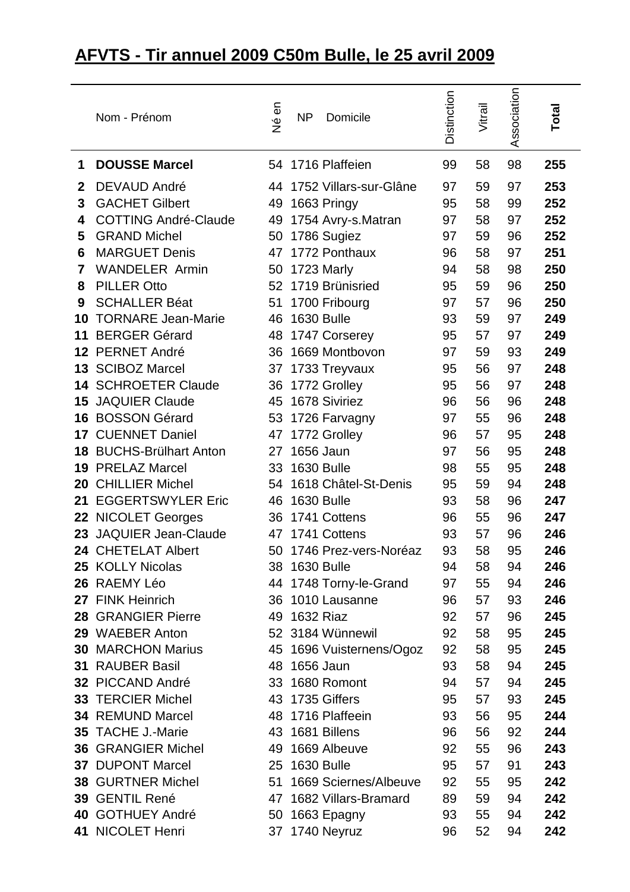# AFVTS - Tir annuel 2009 C50m Bulle, le 25 avril 2009

| | Nom - Prénom | Né en | NP | Domicile | Distinction | Vitrail | Association | Total |
|---|---|---|---|---|---|---|---|---|
| **1** | **DOUSSE Marcel** | 54 | 1716 | Plaffeien | 99 | 58 | 98 | **255** |
| **2** | DEVAUD André | 44 | 1752 | Villars-sur-Glâne | 97 | 59 | 97 | **253** |
| **3** | GACHET Gilbert | 49 | 1663 | Pringy | 95 | 58 | 99 | **252** |
| **4** | COTTING André-Claude | 49 | 1754 | Avry-s.Matran | 97 | 58 | 97 | **252** |
| **5** | GRAND Michel | 50 | 1786 | Sugiez | 97 | 59 | 96 | **252** |
| **6** | MARGUET Denis | 47 | 1772 | Ponthaux | 96 | 58 | 97 | **251** |
| **7** | WANDELER Armin | 50 | 1723 | Marly | 94 | 58 | 98 | **250** |
| **8** | PILLER Otto | 52 | 1719 | Brünisried | 95 | 59 | 96 | **250** |
| **9** | SCHALLER Béat | 51 | 1700 | Fribourg | 97 | 57 | 96 | **250** |
| **10** | TORNARE Jean-Marie | 46 | 1630 | Bulle | 93 | 59 | 97 | **249** |
| **11** | BERGER Gérard | 48 | 1747 | Corserey | 95 | 57 | 97 | **249** |
| **12** | PERNET André | 36 | 1669 | Montbovon | 97 | 59 | 93 | **249** |
| **13** | SCIBOZ Marcel | 37 | 1733 | Treyvaux | 95 | 56 | 97 | **248** |
| **14** | SCHROETER Claude | 36 | 1772 | Grolley | 95 | 56 | 97 | **248** |
| **15** | JAQUIER Claude | 45 | 1678 | Siviriez | 96 | 56 | 96 | **248** |
| **16** | BOSSON Gérard | 53 | 1726 | Farvagny | 97 | 55 | 96 | **248** |
| **17** | CUENNET Daniel | 47 | 1772 | Grolley | 96 | 57 | 95 | **248** |
| **18** | BUCHS-Brülhart Anton | 27 | 1656 | Jaun | 97 | 56 | 95 | **248** |
| **19** | PRELAZ Marcel | 33 | 1630 | Bulle | 98 | 55 | 95 | **248** |
| **20** | CHILLIER Michel | 54 | 1618 | Châtel-St-Denis | 95 | 59 | 94 | **248** |
| **21** | EGGERTSWYLER Eric | 46 | 1630 | Bulle | 93 | 58 | 96 | **247** |
| **22** | NICOLET Georges | 36 | 1741 | Cottens | 96 | 55 | 96 | **247** |
| **23** | JAQUIER Jean-Claude | 47 | 1741 | Cottens | 93 | 57 | 96 | **246** |
| **24** | CHETELAT Albert | 50 | 1746 | Prez-vers-Noréaz | 93 | 58 | 95 | **246** |
| **25** | KOLLY Nicolas | 38 | 1630 | Bulle | 94 | 58 | 94 | **246** |
| **26** | RAEMY Léo | 44 | 1748 | Torny-le-Grand | 97 | 55 | 94 | **246** |
| **27** | FINK Heinrich | 36 | 1010 | Lausanne | 96 | 57 | 93 | **246** |
| **28** | GRANGIER Pierre | 49 | 1632 | Riaz | 92 | 57 | 96 | **245** |
| **29** | WAEBER Anton | 52 | 3184 | Wünnewil | 92 | 58 | 95 | **245** |
| **30** | MARCHON Marius | 45 | 1696 | Vuisternens/Ogoz | 92 | 58 | 95 | **245** |
| **31** | RAUBER Basil | 48 | 1656 | Jaun | 93 | 58 | 94 | **245** |
| **32** | PICCAND André | 33 | 1680 | Romont | 94 | 57 | 94 | **245** |
| **33** | TERCIER Michel | 43 | 1735 | Giffers | 95 | 57 | 93 | **245** |
| **34** | REMUND Marcel | 48 | 1716 | Plaffeein | 93 | 56 | 95 | **244** |
| **35** | TACHE J.-Marie | 43 | 1681 | Billens | 96 | 56 | 92 | **244** |
| **36** | GRANGIER Michel | 49 | 1669 | Albeuve | 92 | 55 | 96 | **243** |
| **37** | DUPONT Marcel | 25 | 1630 | Bulle | 95 | 57 | 91 | **243** |
| **38** | GURTNER Michel | 51 | 1669 | Sciernes/Albeuve | 92 | 55 | 95 | **242** |
| **39** | GENTIL René | 47 | 1682 | Villars-Bramard | 89 | 59 | 94 | **242** |
| **40** | GOTHUEY André | 50 | 1663 | Epagny | 93 | 55 | 94 | **242** |
| **41** | NICOLET Henri | 37 | 1740 | Neyruz | 96 | 52 | 94 | **242** |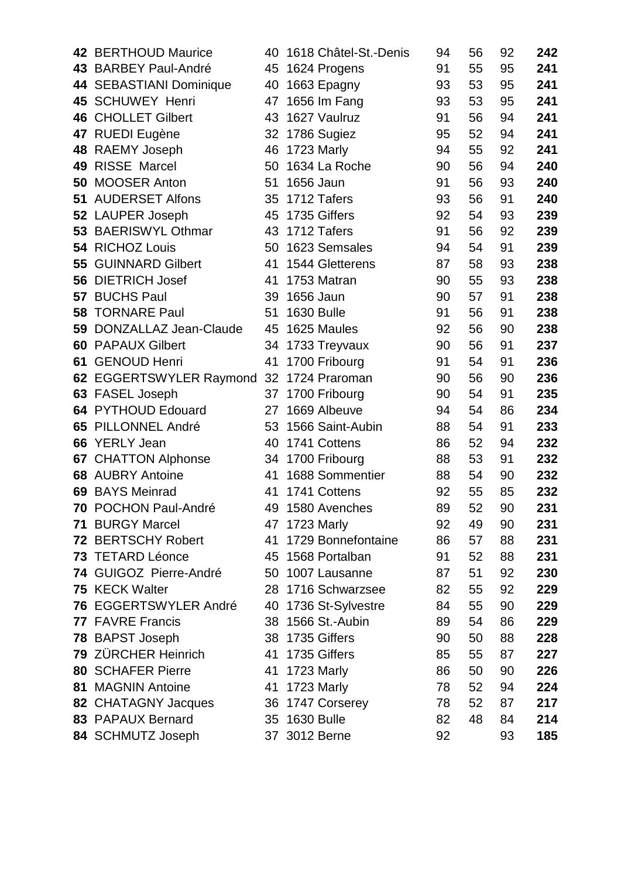| | | | | | | | |
|---|---|---|---|---|---|---|---|
| **42** | BERTHOUD Maurice | 40 | 1618 Châtel-St.-Denis | 94 | 56 | 92 | **242** |
| **43** | BARBEY Paul-André | 45 | 1624 Progens | 91 | 55 | 95 | **241** |
| **44** | SEBASTIANI Dominique | 40 | 1663 Epagny | 93 | 53 | 95 | **241** |
| **45** | SCHUWEY Henri | 47 | 1656 Im Fang | 93 | 53 | 95 | **241** |
| **46** | CHOLLET Gilbert | 43 | 1627 Vaulruz | 91 | 56 | 94 | **241** |
| **47** | RUEDI Eugène | 32 | 1786 Sugiez | 95 | 52 | 94 | **241** |
| **48** | RAEMY Joseph | 46 | 1723 Marly | 94 | 55 | 92 | **241** |
| **49** | RISSE Marcel | 50 | 1634 La Roche | 90 | 56 | 94 | **240** |
| **50** | MOOSER Anton | 51 | 1656 Jaun | 91 | 56 | 93 | **240** |
| **51** | AUDERSET Alfons | 35 | 1712 Tafers | 93 | 56 | 91 | **240** |
| **52** | LAUPER Joseph | 45 | 1735 Giffers | 92 | 54 | 93 | **239** |
| **53** | BAERISWYL Othmar | 43 | 1712 Tafers | 91 | 56 | 92 | **239** |
| **54** | RICHOZ Louis | 50 | 1623 Semsales | 94 | 54 | 91 | **239** |
| **55** | GUINNARD Gilbert | 41 | 1544 Gletterens | 87 | 58 | 93 | **238** |
| **56** | DIETRICH Josef | 41 | 1753 Matran | 90 | 55 | 93 | **238** |
| **57** | BUCHS Paul | 39 | 1656 Jaun | 90 | 57 | 91 | **238** |
| **58** | TORNARE Paul | 51 | 1630 Bulle | 91 | 56 | 91 | **238** |
| **59** | DONZALLAZ Jean-Claude | 45 | 1625 Maules | 92 | 56 | 90 | **238** |
| **60** | PAPAUX Gilbert | 34 | 1733 Treyvaux | 90 | 56 | 91 | **237** |
| **61** | GENOUD Henri | 41 | 1700 Fribourg | 91 | 54 | 91 | **236** |
| **62** | EGGERTSWYLER Raymond | 32 | 1724 Praroman | 90 | 56 | 90 | **236** |
| **63** | FASEL Joseph | 37 | 1700 Fribourg | 90 | 54 | 91 | **235** |
| **64** | PYTHOUD Edouard | 27 | 1669 Albeuve | 94 | 54 | 86 | **234** |
| **65** | PILLONNEL André | 53 | 1566 Saint-Aubin | 88 | 54 | 91 | **233** |
| **66** | YERLY Jean | 40 | 1741 Cottens | 86 | 52 | 94 | **232** |
| **67** | CHATTON Alphonse | 34 | 1700 Fribourg | 88 | 53 | 91 | **232** |
| **68** | AUBRY Antoine | 41 | 1688 Sommentier | 88 | 54 | 90 | **232** |
| **69** | BAYS Meinrad | 41 | 1741 Cottens | 92 | 55 | 85 | **232** |
| **70** | POCHON Paul-André | 49 | 1580 Avenches | 89 | 52 | 90 | **231** |
| **71** | BURGY Marcel | 47 | 1723 Marly | 92 | 49 | 90 | **231** |
| **72** | BERTSCHY Robert | 41 | 1729 Bonnefontaine | 86 | 57 | 88 | **231** |
| **73** | TETARD Léonce | 45 | 1568 Portalban | 91 | 52 | 88 | **231** |
| **74** | GUIGOZ Pierre-André | 50 | 1007 Lausanne | 87 | 51 | 92 | **230** |
| **75** | KECK Walter | 28 | 1716 Schwarzsee | 82 | 55 | 92 | **229** |
| **76** | EGGERTSWYLER André | 40 | 1736 St-Sylvestre | 84 | 55 | 90 | **229** |
| **77** | FAVRE Francis | 38 | 1566 St.-Aubin | 89 | 54 | 86 | **229** |
| **78** | BAPST Joseph | 38 | 1735 Giffers | 90 | 50 | 88 | **228** |
| **79** | ZÜRCHER Heinrich | 41 | 1735 Giffers | 85 | 55 | 87 | **227** |
| **80** | SCHAFER Pierre | 41 | 1723 Marly | 86 | 50 | 90 | **226** |
| **81** | MAGNIN Antoine | 41 | 1723 Marly | 78 | 52 | 94 | **224** |
| **82** | CHATAGNY Jacques | 36 | 1747 Corserey | 78 | 52 | 87 | **217** |
| **83** | PAPAUX Bernard | 35 | 1630 Bulle | 82 | 48 | 84 | **214** |
| **84** | SCHMUTZ Joseph | 37 | 3012 Berne | 92 | | 93 | **185** |